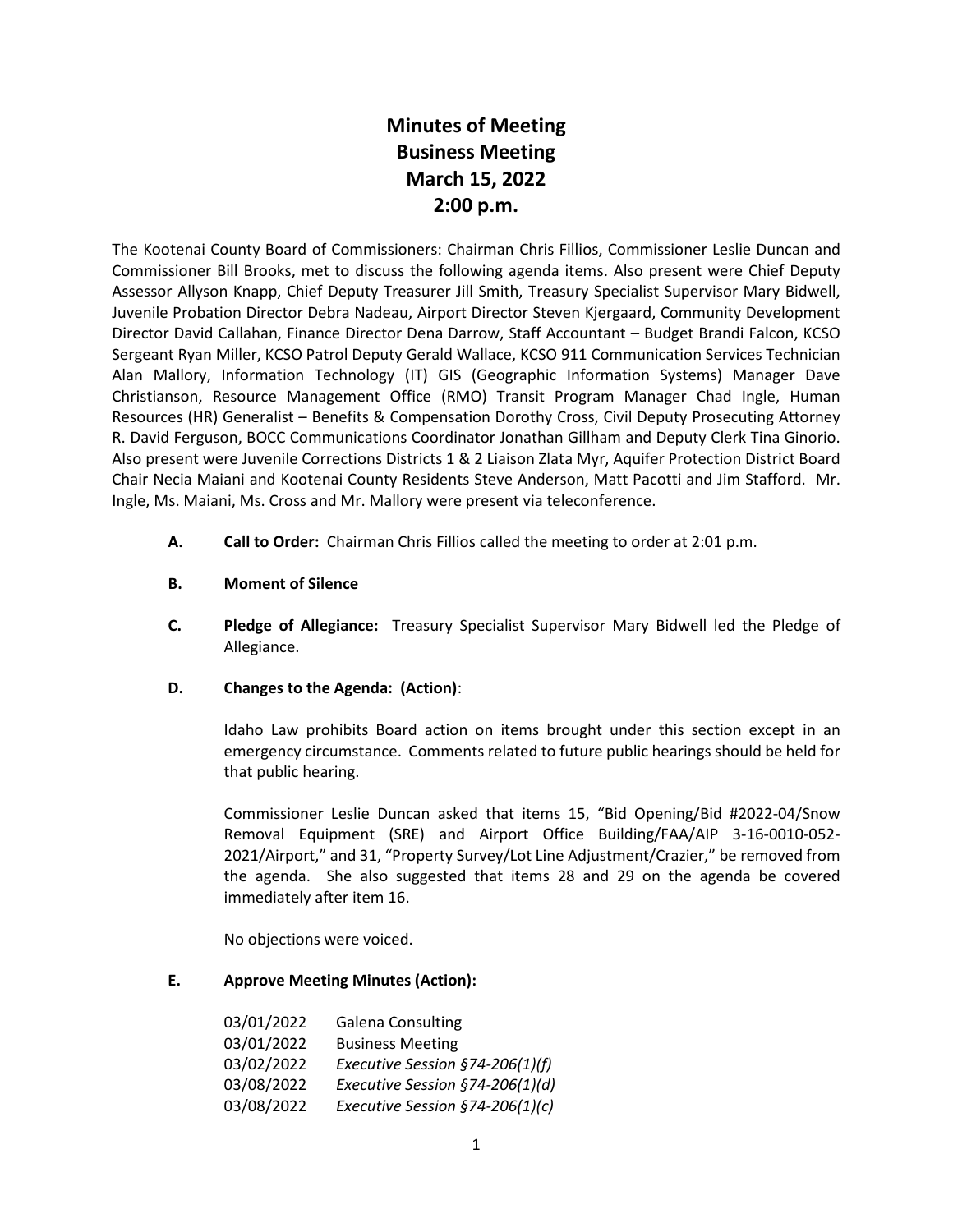# Minutes of Meeting
# Business Meeting
# March 15, 2022
# 2:00 p.m.

The Kootenai County Board of Commissioners: Chairman Chris Fillios, Commissioner Leslie Duncan and Commissioner Bill Brooks, met to discuss the following agenda items. Also present were Chief Deputy Assessor Allyson Knapp, Chief Deputy Treasurer Jill Smith, Treasury Specialist Supervisor Mary Bidwell, Juvenile Probation Director Debra Nadeau, Airport Director Steven Kjergaard, Community Development Director David Callahan, Finance Director Dena Darrow, Staff Accountant – Budget Brandi Falcon, KCSO Sergeant Ryan Miller, KCSO Patrol Deputy Gerald Wallace, KCSO 911 Communication Services Technician Alan Mallory, Information Technology (IT) GIS (Geographic Information Systems) Manager Dave Christianson, Resource Management Office (RMO) Transit Program Manager Chad Ingle, Human Resources (HR) Generalist – Benefits & Compensation Dorothy Cross, Civil Deputy Prosecuting Attorney R. David Ferguson, BOCC Communications Coordinator Jonathan Gillham and Deputy Clerk Tina Ginorio. Also present were Juvenile Corrections Districts 1 & 2 Liaison Zlata Myr, Aquifer Protection District Board Chair Necia Maiani and Kootenai County Residents Steve Anderson, Matt Pacotti and Jim Stafford. Mr. Ingle, Ms. Maiani, Ms. Cross and Mr. Mallory were present via teleconference.

**A. Call to Order:** Chairman Chris Fillios called the meeting to order at 2:01 p.m.

**B. Moment of Silence**

**C. Pledge of Allegiance:** Treasury Specialist Supervisor Mary Bidwell led the Pledge of Allegiance.

**D. Changes to the Agenda: (Action)**:

Idaho Law prohibits Board action on items brought under this section except in an emergency circumstance. Comments related to future public hearings should be held for that public hearing.

Commissioner Leslie Duncan asked that items 15, "Bid Opening/Bid #2022-04/Snow Removal Equipment (SRE) and Airport Office Building/FAA/AIP 3-16-0010-052-2021/Airport," and 31, "Property Survey/Lot Line Adjustment/Crazier," be removed from the agenda. She also suggested that items 28 and 29 on the agenda be covered immediately after item 16.

No objections were voiced.

**E. Approve Meeting Minutes (Action):**

| | |
|---|---|
| 03/01/2022 | Galena Consulting |
| 03/01/2022 | Business Meeting |
| 03/02/2022 | *Executive Session §74-206(1)(f)* |
| 03/08/2022 | *Executive Session §74-206(1)(d)* |
| 03/08/2022 | *Executive Session §74-206(1)(c)* |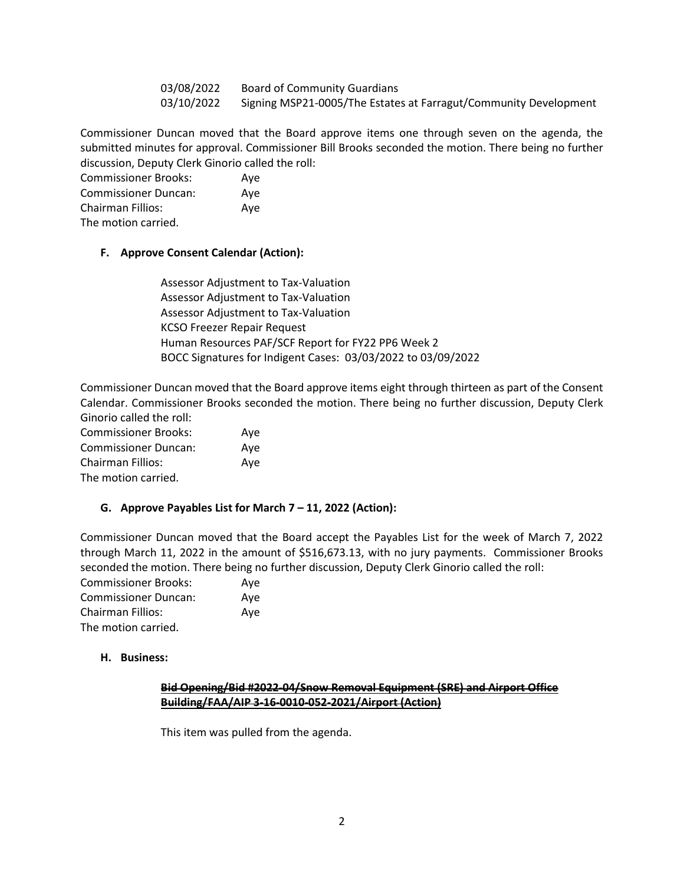03/08/2022 Board of Community Guardians
03/10/2022 Signing MSP21-0005/The Estates at Farragut/Community Development

Commissioner Duncan moved that the Board approve items one through seven on the agenda, the submitted minutes for approval. Commissioner Bill Brooks seconded the motion. There being no further discussion, Deputy Clerk Ginorio called the roll:

Commissioner Brooks: Aye
Commissioner Duncan: Aye
Chairman Fillios: Aye
The motion carried.

**F. Approve Consent Calendar (Action):**

Assessor Adjustment to Tax-Valuation
Assessor Adjustment to Tax-Valuation
Assessor Adjustment to Tax-Valuation
KCSO Freezer Repair Request
Human Resources PAF/SCF Report for FY22 PP6 Week 2
BOCC Signatures for Indigent Cases: 03/03/2022 to 03/09/2022

Commissioner Duncan moved that the Board approve items eight through thirteen as part of the Consent Calendar. Commissioner Brooks seconded the motion. There being no further discussion, Deputy Clerk Ginorio called the roll:

Commissioner Brooks: Aye
Commissioner Duncan: Aye
Chairman Fillios: Aye
The motion carried.

**G. Approve Payables List for March 7 – 11, 2022 (Action):**

Commissioner Duncan moved that the Board accept the Payables List for the week of March 7, 2022 through March 11, 2022 in the amount of $516,673.13, with no jury payments. Commissioner Brooks seconded the motion. There being no further discussion, Deputy Clerk Ginorio called the roll:

Commissioner Brooks: Aye
Commissioner Duncan: Aye
Chairman Fillios: Aye
The motion carried.

**H. Business:**

**~~Bid Opening/Bid #2022-04/Snow Removal Equipment (SRE) and Airport Office Building/FAA/AIP 3-16-0010-052-2021/Airport (Action)~~**

This item was pulled from the agenda.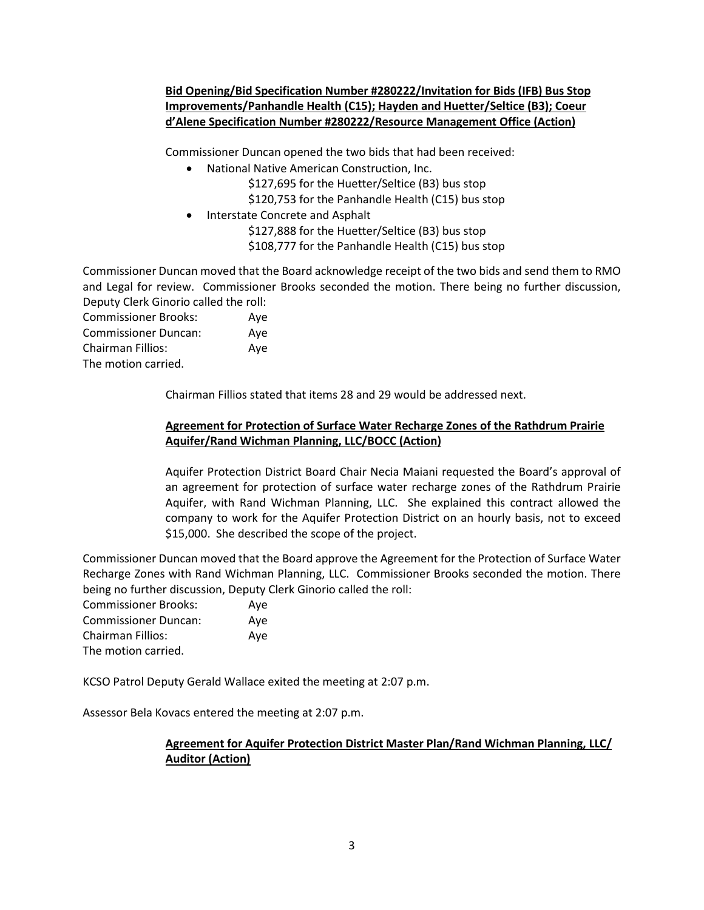**Bid Opening/Bid Specification Number #280222/Invitation for Bids (IFB) Bus Stop Improvements/Panhandle Health (C15); Hayden and Huetter/Seltice (B3); Coeur d'Alene Specification Number #280222/Resource Management Office (Action)**

Commissioner Duncan opened the two bids that had been received:

- National Native American Construction, Inc.
  - $127,695 for the Huetter/Seltice (B3) bus stop
  - $120,753 for the Panhandle Health (C15) bus stop
- Interstate Concrete and Asphalt
  - $127,888 for the Huetter/Seltice (B3) bus stop
  - $108,777 for the Panhandle Health (C15) bus stop

Commissioner Duncan moved that the Board acknowledge receipt of the two bids and send them to RMO and Legal for review. Commissioner Brooks seconded the motion. There being no further discussion, Deputy Clerk Ginorio called the roll:

Commissioner Brooks: Aye
Commissioner Duncan: Aye
Chairman Fillios: Aye
The motion carried.

Chairman Fillios stated that items 28 and 29 would be addressed next.

**Agreement for Protection of Surface Water Recharge Zones of the Rathdrum Prairie Aquifer/Rand Wichman Planning, LLC/BOCC (Action)**

Aquifer Protection District Board Chair Necia Maiani requested the Board's approval of an agreement for protection of surface water recharge zones of the Rathdrum Prairie Aquifer, with Rand Wichman Planning, LLC. She explained this contract allowed the company to work for the Aquifer Protection District on an hourly basis, not to exceed $15,000. She described the scope of the project.

Commissioner Duncan moved that the Board approve the Agreement for the Protection of Surface Water Recharge Zones with Rand Wichman Planning, LLC. Commissioner Brooks seconded the motion. There being no further discussion, Deputy Clerk Ginorio called the roll:

Commissioner Brooks: Aye
Commissioner Duncan: Aye
Chairman Fillios: Aye
The motion carried.

KCSO Patrol Deputy Gerald Wallace exited the meeting at 2:07 p.m.

Assessor Bela Kovacs entered the meeting at 2:07 p.m.

**Agreement for Aquifer Protection District Master Plan/Rand Wichman Planning, LLC/ Auditor (Action)**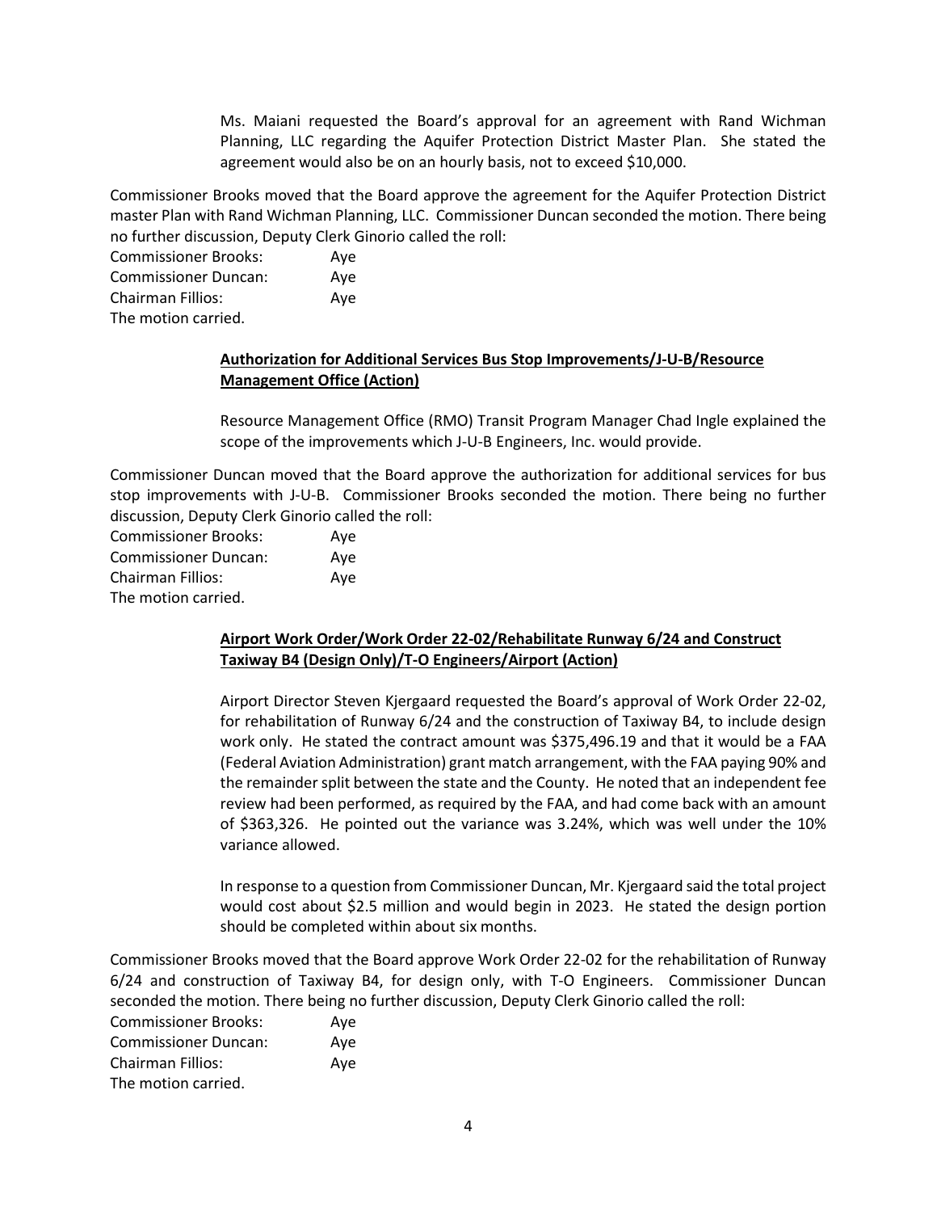Ms. Maiani requested the Board's approval for an agreement with Rand Wichman Planning, LLC regarding the Aquifer Protection District Master Plan. She stated the agreement would also be on an hourly basis, not to exceed $10,000.

Commissioner Brooks moved that the Board approve the agreement for the Aquifer Protection District master Plan with Rand Wichman Planning, LLC. Commissioner Duncan seconded the motion. There being no further discussion, Deputy Clerk Ginorio called the roll:

Commissioner Brooks: Aye
Commissioner Duncan: Aye
Chairman Fillios: Aye
The motion carried.

**Authorization for Additional Services Bus Stop Improvements/J-U-B/Resource Management Office (Action)**

Resource Management Office (RMO) Transit Program Manager Chad Ingle explained the scope of the improvements which J-U-B Engineers, Inc. would provide.

Commissioner Duncan moved that the Board approve the authorization for additional services for bus stop improvements with J-U-B. Commissioner Brooks seconded the motion. There being no further discussion, Deputy Clerk Ginorio called the roll:

Commissioner Brooks: Aye
Commissioner Duncan: Aye
Chairman Fillios: Aye
The motion carried.

**Airport Work Order/Work Order 22-02/Rehabilitate Runway 6/24 and Construct Taxiway B4 (Design Only)/T-O Engineers/Airport (Action)**

Airport Director Steven Kjergaard requested the Board's approval of Work Order 22-02, for rehabilitation of Runway 6/24 and the construction of Taxiway B4, to include design work only. He stated the contract amount was $375,496.19 and that it would be a FAA (Federal Aviation Administration) grant match arrangement, with the FAA paying 90% and the remainder split between the state and the County. He noted that an independent fee review had been performed, as required by the FAA, and had come back with an amount of $363,326. He pointed out the variance was 3.24%, which was well under the 10% variance allowed.

In response to a question from Commissioner Duncan, Mr. Kjergaard said the total project would cost about $2.5 million and would begin in 2023. He stated the design portion should be completed within about six months.

Commissioner Brooks moved that the Board approve Work Order 22-02 for the rehabilitation of Runway 6/24 and construction of Taxiway B4, for design only, with T-O Engineers. Commissioner Duncan seconded the motion. There being no further discussion, Deputy Clerk Ginorio called the roll:

Commissioner Brooks: Aye
Commissioner Duncan: Aye
Chairman Fillios: Aye
The motion carried.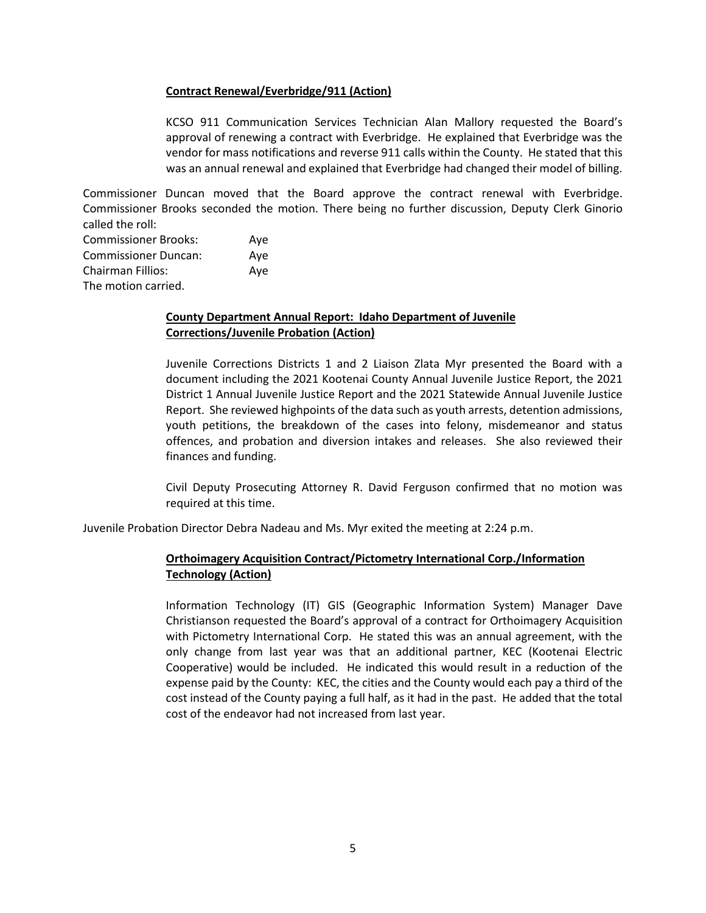**Contract Renewal/Everbridge/911 (Action)**

KCSO 911 Communication Services Technician Alan Mallory requested the Board's approval of renewing a contract with Everbridge. He explained that Everbridge was the vendor for mass notifications and reverse 911 calls within the County. He stated that this was an annual renewal and explained that Everbridge had changed their model of billing.

Commissioner Duncan moved that the Board approve the contract renewal with Everbridge. Commissioner Brooks seconded the motion. There being no further discussion, Deputy Clerk Ginorio called the roll:

Commissioner Brooks: Aye
Commissioner Duncan: Aye
Chairman Fillios: Aye
The motion carried.

**County Department Annual Report: Idaho Department of Juvenile Corrections/Juvenile Probation (Action)**

Juvenile Corrections Districts 1 and 2 Liaison Zlata Myr presented the Board with a document including the 2021 Kootenai County Annual Juvenile Justice Report, the 2021 District 1 Annual Juvenile Justice Report and the 2021 Statewide Annual Juvenile Justice Report. She reviewed highpoints of the data such as youth arrests, detention admissions, youth petitions, the breakdown of the cases into felony, misdemeanor and status offences, and probation and diversion intakes and releases. She also reviewed their finances and funding.

Civil Deputy Prosecuting Attorney R. David Ferguson confirmed that no motion was required at this time.

Juvenile Probation Director Debra Nadeau and Ms. Myr exited the meeting at 2:24 p.m.

**Orthoimagery Acquisition Contract/Pictometry International Corp./Information Technology (Action)**

Information Technology (IT) GIS (Geographic Information System) Manager Dave Christianson requested the Board's approval of a contract for Orthoimagery Acquisition with Pictometry International Corp. He stated this was an annual agreement, with the only change from last year was that an additional partner, KEC (Kootenai Electric Cooperative) would be included. He indicated this would result in a reduction of the expense paid by the County: KEC, the cities and the County would each pay a third of the cost instead of the County paying a full half, as it had in the past. He added that the total cost of the endeavor had not increased from last year.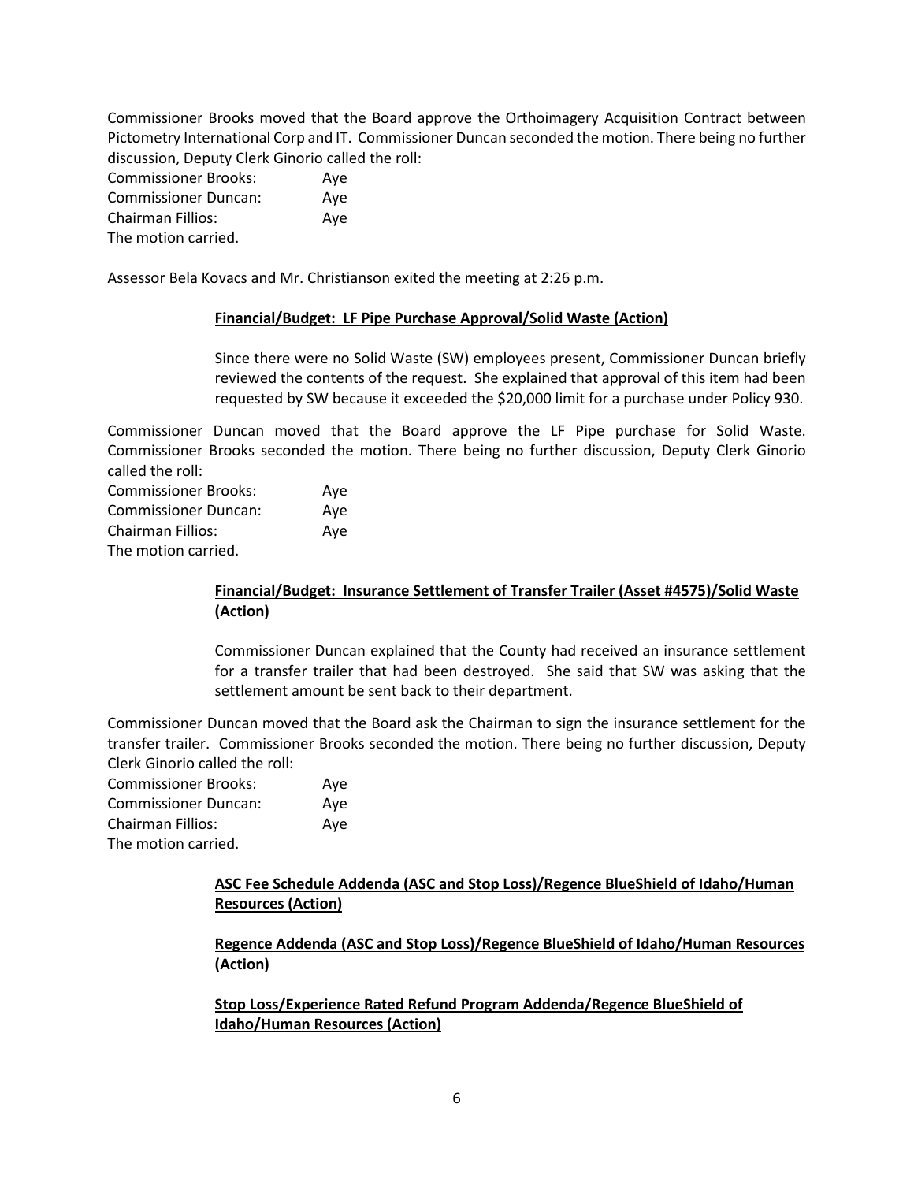Commissioner Brooks moved that the Board approve the Orthoimagery Acquisition Contract between Pictometry International Corp and IT. Commissioner Duncan seconded the motion. There being no further discussion, Deputy Clerk Ginorio called the roll:

Commissioner Brooks: Aye
Commissioner Duncan: Aye
Chairman Fillios: Aye
The motion carried.

Assessor Bela Kovacs and Mr. Christianson exited the meeting at 2:26 p.m.

**Financial/Budget: LF Pipe Purchase Approval/Solid Waste (Action)**

Since there were no Solid Waste (SW) employees present, Commissioner Duncan briefly reviewed the contents of the request. She explained that approval of this item had been requested by SW because it exceeded the $20,000 limit for a purchase under Policy 930.

Commissioner Duncan moved that the Board approve the LF Pipe purchase for Solid Waste. Commissioner Brooks seconded the motion. There being no further discussion, Deputy Clerk Ginorio called the roll:

Commissioner Brooks: Aye
Commissioner Duncan: Aye
Chairman Fillios: Aye
The motion carried.

**Financial/Budget: Insurance Settlement of Transfer Trailer (Asset #4575)/Solid Waste (Action)**

Commissioner Duncan explained that the County had received an insurance settlement for a transfer trailer that had been destroyed. She said that SW was asking that the settlement amount be sent back to their department.

Commissioner Duncan moved that the Board ask the Chairman to sign the insurance settlement for the transfer trailer. Commissioner Brooks seconded the motion. There being no further discussion, Deputy Clerk Ginorio called the roll:

Commissioner Brooks: Aye
Commissioner Duncan: Aye
Chairman Fillios: Aye
The motion carried.

**ASC Fee Schedule Addenda (ASC and Stop Loss)/Regence BlueShield of Idaho/Human Resources (Action)**

**Regence Addenda (ASC and Stop Loss)/Regence BlueShield of Idaho/Human Resources (Action)**

**Stop Loss/Experience Rated Refund Program Addenda/Regence BlueShield of Idaho/Human Resources (Action)**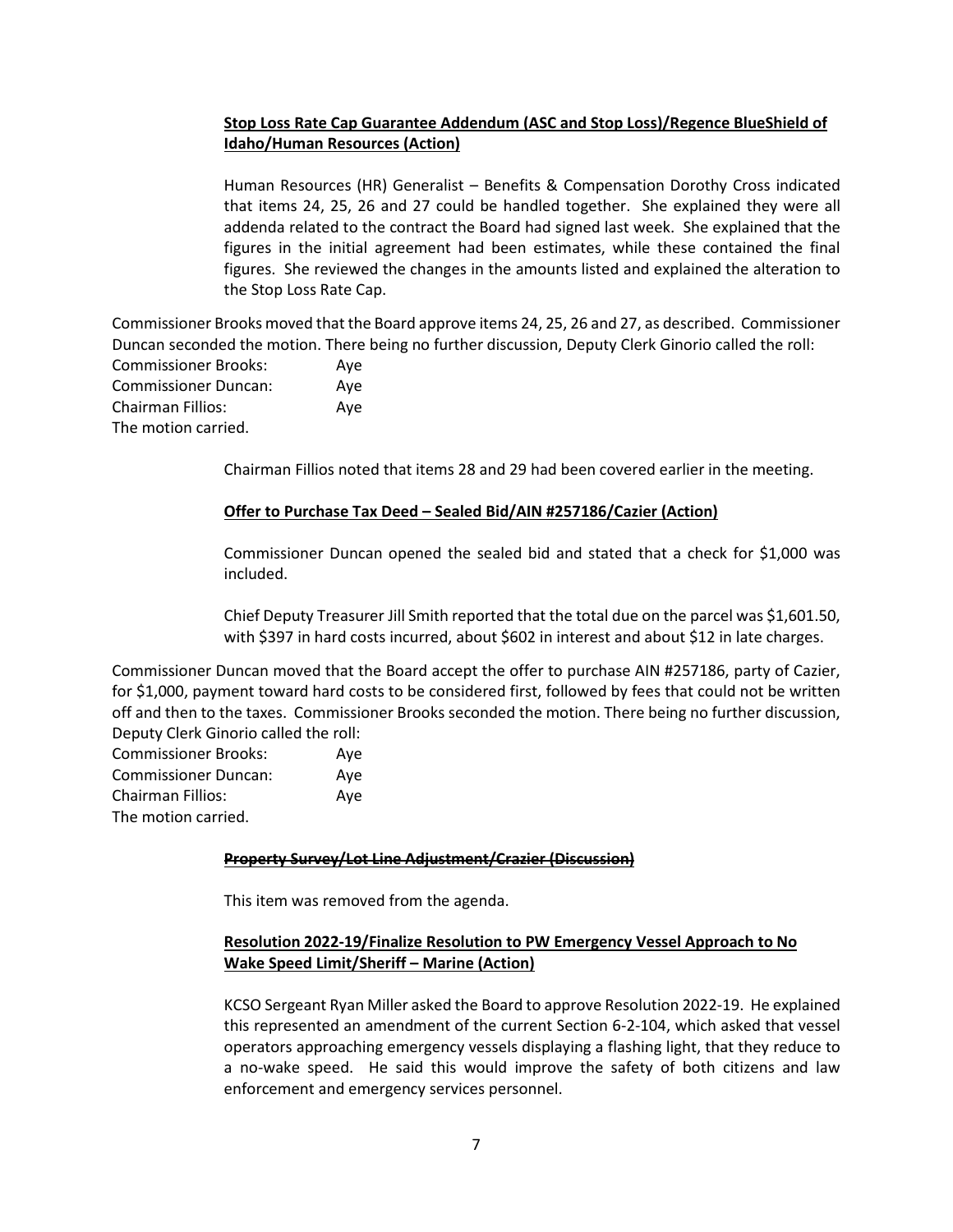**Stop Loss Rate Cap Guarantee Addendum (ASC and Stop Loss)/Regence BlueShield of Idaho/Human Resources (Action)**

Human Resources (HR) Generalist – Benefits & Compensation Dorothy Cross indicated that items 24, 25, 26 and 27 could be handled together. She explained they were all addenda related to the contract the Board had signed last week. She explained that the figures in the initial agreement had been estimates, while these contained the final figures. She reviewed the changes in the amounts listed and explained the alteration to the Stop Loss Rate Cap.

Commissioner Brooks moved that the Board approve items 24, 25, 26 and 27, as described. Commissioner Duncan seconded the motion. There being no further discussion, Deputy Clerk Ginorio called the roll:

Commissioner Brooks: Aye
Commissioner Duncan: Aye
Chairman Fillios: Aye
The motion carried.

Chairman Fillios noted that items 28 and 29 had been covered earlier in the meeting.

**Offer to Purchase Tax Deed – Sealed Bid/AIN #257186/Cazier (Action)**

Commissioner Duncan opened the sealed bid and stated that a check for $1,000 was included.

Chief Deputy Treasurer Jill Smith reported that the total due on the parcel was $1,601.50, with $397 in hard costs incurred, about $602 in interest and about $12 in late charges.

Commissioner Duncan moved that the Board accept the offer to purchase AIN #257186, party of Cazier, for $1,000, payment toward hard costs to be considered first, followed by fees that could not be written off and then to the taxes. Commissioner Brooks seconded the motion. There being no further discussion, Deputy Clerk Ginorio called the roll:

Commissioner Brooks: Aye
Commissioner Duncan: Aye
Chairman Fillios: Aye
The motion carried.

~~**Property Survey/Lot Line Adjustment/Crazier (Discussion)**~~

This item was removed from the agenda.

**Resolution 2022-19/Finalize Resolution to PW Emergency Vessel Approach to No Wake Speed Limit/Sheriff – Marine (Action)**

KCSO Sergeant Ryan Miller asked the Board to approve Resolution 2022-19. He explained this represented an amendment of the current Section 6-2-104, which asked that vessel operators approaching emergency vessels displaying a flashing light, that they reduce to a no-wake speed. He said this would improve the safety of both citizens and law enforcement and emergency services personnel.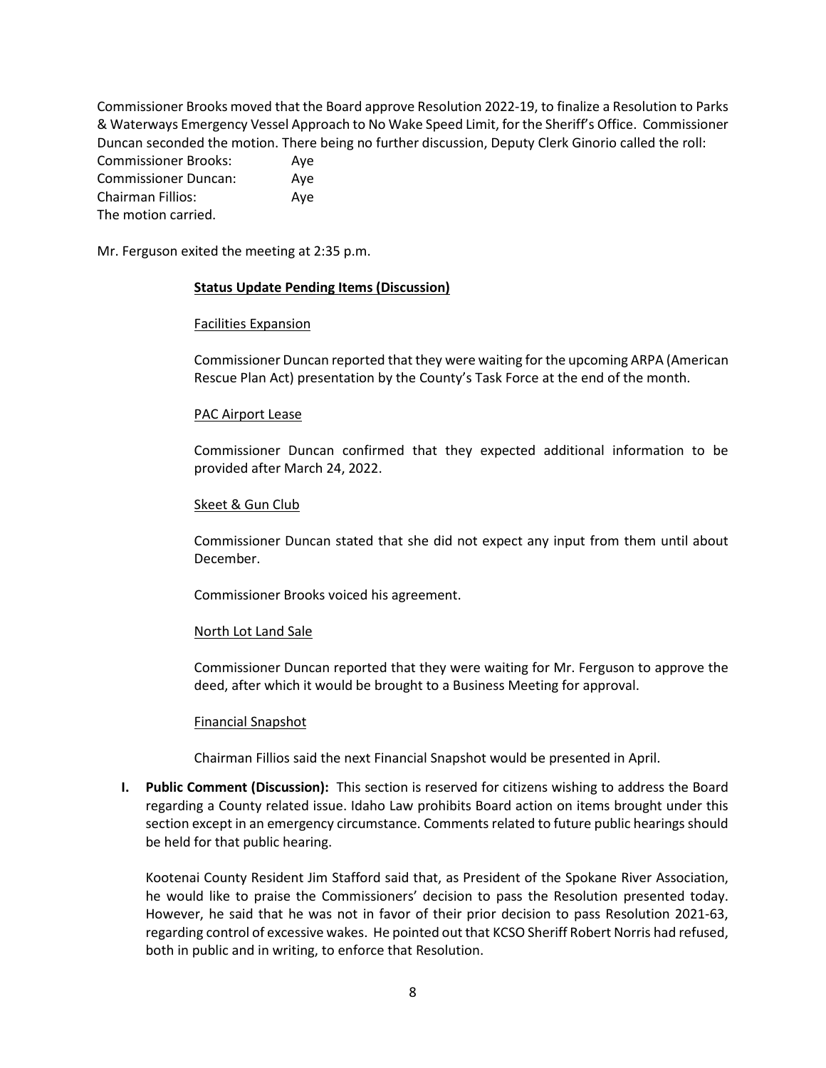Commissioner Brooks moved that the Board approve Resolution 2022-19, to finalize a Resolution to Parks & Waterways Emergency Vessel Approach to No Wake Speed Limit, for the Sheriff's Office. Commissioner Duncan seconded the motion. There being no further discussion, Deputy Clerk Ginorio called the roll:

Commissioner Brooks: Aye
Commissioner Duncan: Aye
Chairman Fillios: Aye
The motion carried.

Mr. Ferguson exited the meeting at 2:35 p.m.

**Status Update Pending Items (Discussion)**

Facilities Expansion

Commissioner Duncan reported that they were waiting for the upcoming ARPA (American Rescue Plan Act) presentation by the County's Task Force at the end of the month.

PAC Airport Lease

Commissioner Duncan confirmed that they expected additional information to be provided after March 24, 2022.

Skeet & Gun Club

Commissioner Duncan stated that she did not expect any input from them until about December.

Commissioner Brooks voiced his agreement.

North Lot Land Sale

Commissioner Duncan reported that they were waiting for Mr. Ferguson to approve the deed, after which it would be brought to a Business Meeting for approval.

Financial Snapshot

Chairman Fillios said the next Financial Snapshot would be presented in April.

**I. Public Comment (Discussion):** This section is reserved for citizens wishing to address the Board regarding a County related issue. Idaho Law prohibits Board action on items brought under this section except in an emergency circumstance. Comments related to future public hearings should be held for that public hearing.

Kootenai County Resident Jim Stafford said that, as President of the Spokane River Association, he would like to praise the Commissioners' decision to pass the Resolution presented today. However, he said that he was not in favor of their prior decision to pass Resolution 2021-63, regarding control of excessive wakes. He pointed out that KCSO Sheriff Robert Norris had refused, both in public and in writing, to enforce that Resolution.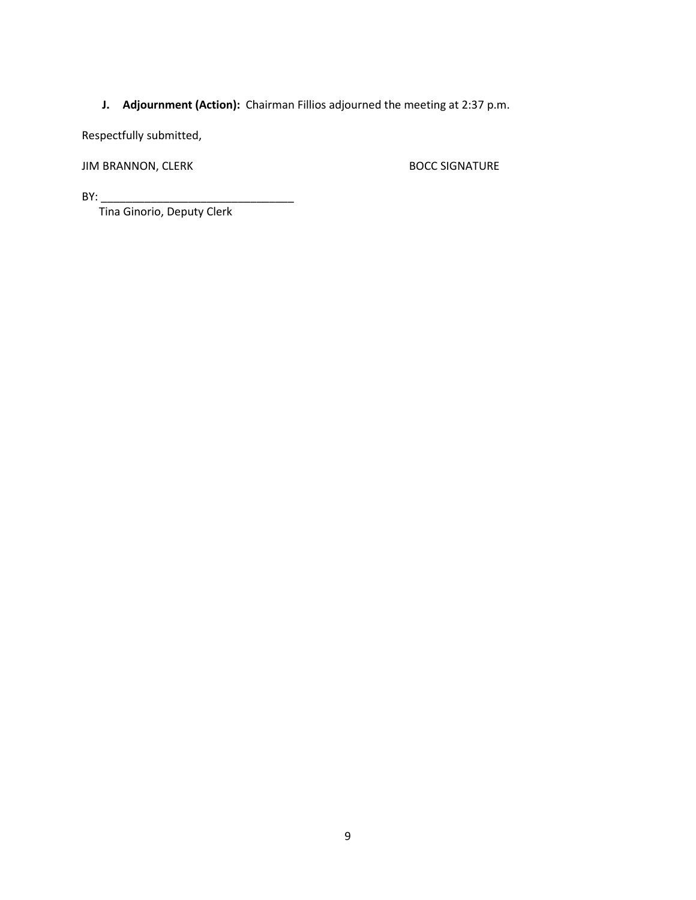**J. Adjournment (Action):** Chairman Fillios adjourned the meeting at 2:37 p.m.

Respectfully submitted,

JIM BRANNON, CLERK BOCC SIGNATURE

BY: _______________________________
Tina Ginorio, Deputy Clerk